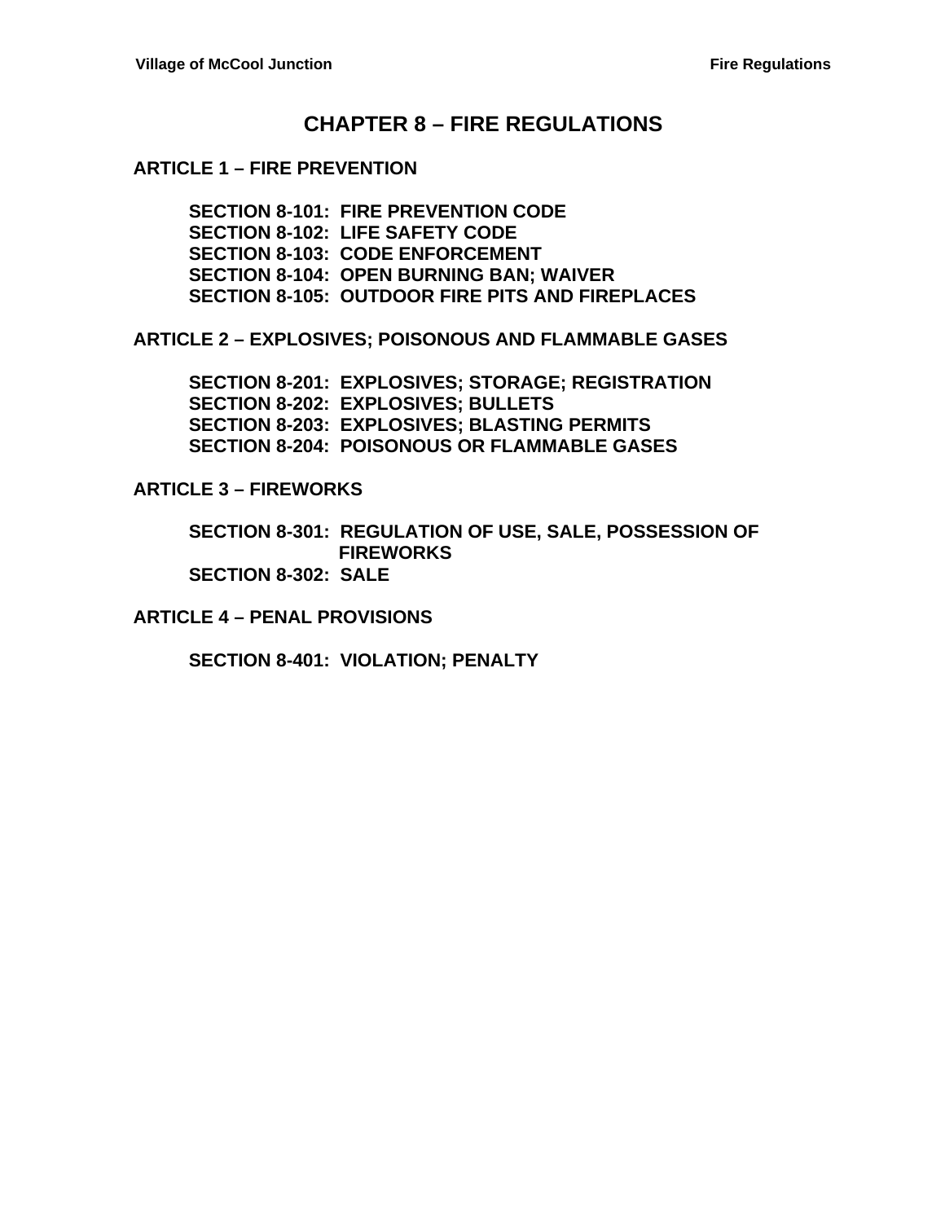# CHAPTER 8 – FIRE REGULATIONS

## ARTICLE 1 – FIRE PREVENTION

**SECTION 8-101: FIRE PREVENTION CODE**
**SECTION 8-102: LIFE SAFETY CODE**
**SECTION 8-103: CODE ENFORCEMENT**
**SECTION 8-104: OPEN BURNING BAN; WAIVER**
**SECTION 8-105: OUTDOOR FIRE PITS AND FIREPLACES**

## ARTICLE 2 – EXPLOSIVES; POISONOUS AND FLAMMABLE GASES

**SECTION 8-201: EXPLOSIVES; STORAGE; REGISTRATION**
**SECTION 8-202: EXPLOSIVES; BULLETS**
**SECTION 8-203: EXPLOSIVES; BLASTING PERMITS**
**SECTION 8-204: POISONOUS OR FLAMMABLE GASES**

## ARTICLE 3 – FIREWORKS

**SECTION 8-301: REGULATION OF USE, SALE, POSSESSION OF FIREWORKS**
**SECTION 8-302: SALE**

## ARTICLE 4 – PENAL PROVISIONS

**SECTION 8-401: VIOLATION; PENALTY**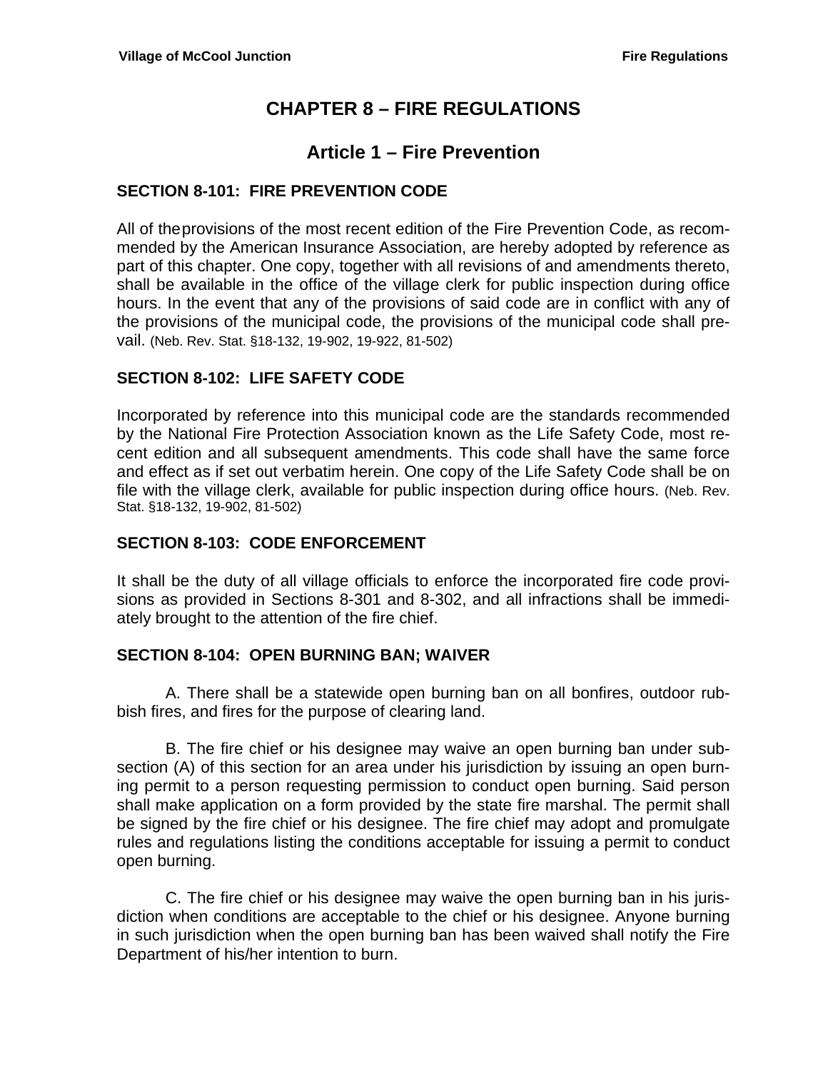# CHAPTER 8 – FIRE REGULATIONS

## Article 1 – Fire Prevention

### SECTION 8-101: FIRE PREVENTION CODE

All of the provisions of the most recent edition of the Fire Prevention Code, as recommended by the American Insurance Association, are hereby adopted by reference as part of this chapter. One copy, together with all revisions of and amendments thereto, shall be available in the office of the village clerk for public inspection during office hours. In the event that any of the provisions of said code are in conflict with any of the provisions of the municipal code, the provisions of the municipal code shall prevail. (Neb. Rev. Stat. §18-132, 19-902, 19-922, 81-502)

### SECTION 8-102: LIFE SAFETY CODE

Incorporated by reference into this municipal code are the standards recommended by the National Fire Protection Association known as the Life Safety Code, most recent edition and all subsequent amendments. This code shall have the same force and effect as if set out verbatim herein. One copy of the Life Safety Code shall be on file with the village clerk, available for public inspection during office hours. (Neb. Rev. Stat. §18-132, 19-902, 81-502)

### SECTION 8-103: CODE ENFORCEMENT

It shall be the duty of all village officials to enforce the incorporated fire code provisions as provided in Sections 8-301 and 8-302, and all infractions shall be immediately brought to the attention of the fire chief.

### SECTION 8-104: OPEN BURNING BAN; WAIVER

A. There shall be a statewide open burning ban on all bonfires, outdoor rubbish fires, and fires for the purpose of clearing land.

B. The fire chief or his designee may waive an open burning ban under subsection (A) of this section for an area under his jurisdiction by issuing an open burning permit to a person requesting permission to conduct open burning. Said person shall make application on a form provided by the state fire marshal. The permit shall be signed by the fire chief or his designee. The fire chief may adopt and promulgate rules and regulations listing the conditions acceptable for issuing a permit to conduct open burning.

C. The fire chief or his designee may waive the open burning ban in his jurisdiction when conditions are acceptable to the chief or his designee. Anyone burning in such jurisdiction when the open burning ban has been waived shall notify the Fire Department of his/her intention to burn.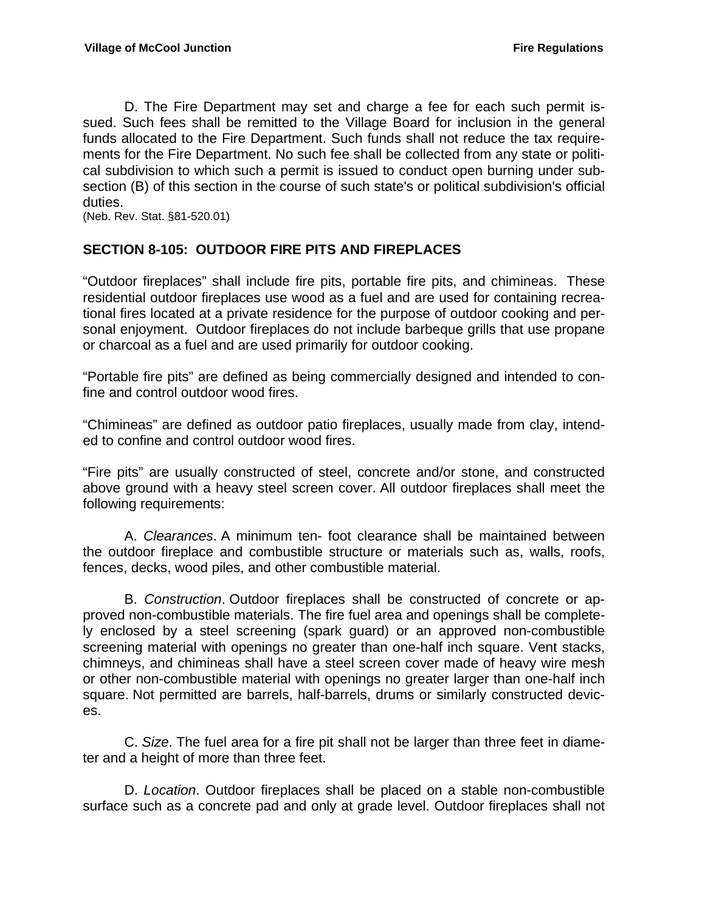D. The Fire Department may set and charge a fee for each such permit issued. Such fees shall be remitted to the Village Board for inclusion in the general funds allocated to the Fire Department. Such funds shall not reduce the tax requirements for the Fire Department. No such fee shall be collected from any state or political subdivision to which such a permit is issued to conduct open burning under subsection (B) of this section in the course of such state's or political subdivision's official duties.
(Neb. Rev. Stat. §81-520.01)

## SECTION 8-105: OUTDOOR FIRE PITS AND FIREPLACES

"Outdoor fireplaces" shall include fire pits, portable fire pits, and chimineas. These residential outdoor fireplaces use wood as a fuel and are used for containing recreational fires located at a private residence for the purpose of outdoor cooking and personal enjoyment. Outdoor fireplaces do not include barbeque grills that use propane or charcoal as a fuel and are used primarily for outdoor cooking.

"Portable fire pits" are defined as being commercially designed and intended to confine and control outdoor wood fires.

"Chimineas" are defined as outdoor patio fireplaces, usually made from clay, intended to confine and control outdoor wood fires.

"Fire pits" are usually constructed of steel, concrete and/or stone, and constructed above ground with a heavy steel screen cover. All outdoor fireplaces shall meet the following requirements:

A. *Clearances*. A minimum ten- foot clearance shall be maintained between the outdoor fireplace and combustible structure or materials such as, walls, roofs, fences, decks, wood piles, and other combustible material.

B. *Construction*. Outdoor fireplaces shall be constructed of concrete or approved non-combustible materials. The fire fuel area and openings shall be completely enclosed by a steel screening (spark guard) or an approved non-combustible screening material with openings no greater than one-half inch square. Vent stacks, chimneys, and chimineas shall have a steel screen cover made of heavy wire mesh or other non-combustible material with openings no greater larger than one-half inch square. Not permitted are barrels, half-barrels, drums or similarly constructed devices.

C. *Size*. The fuel area for a fire pit shall not be larger than three feet in diameter and a height of more than three feet.

D. *Location*. Outdoor fireplaces shall be placed on a stable non-combustible surface such as a concrete pad and only at grade level. Outdoor fireplaces shall not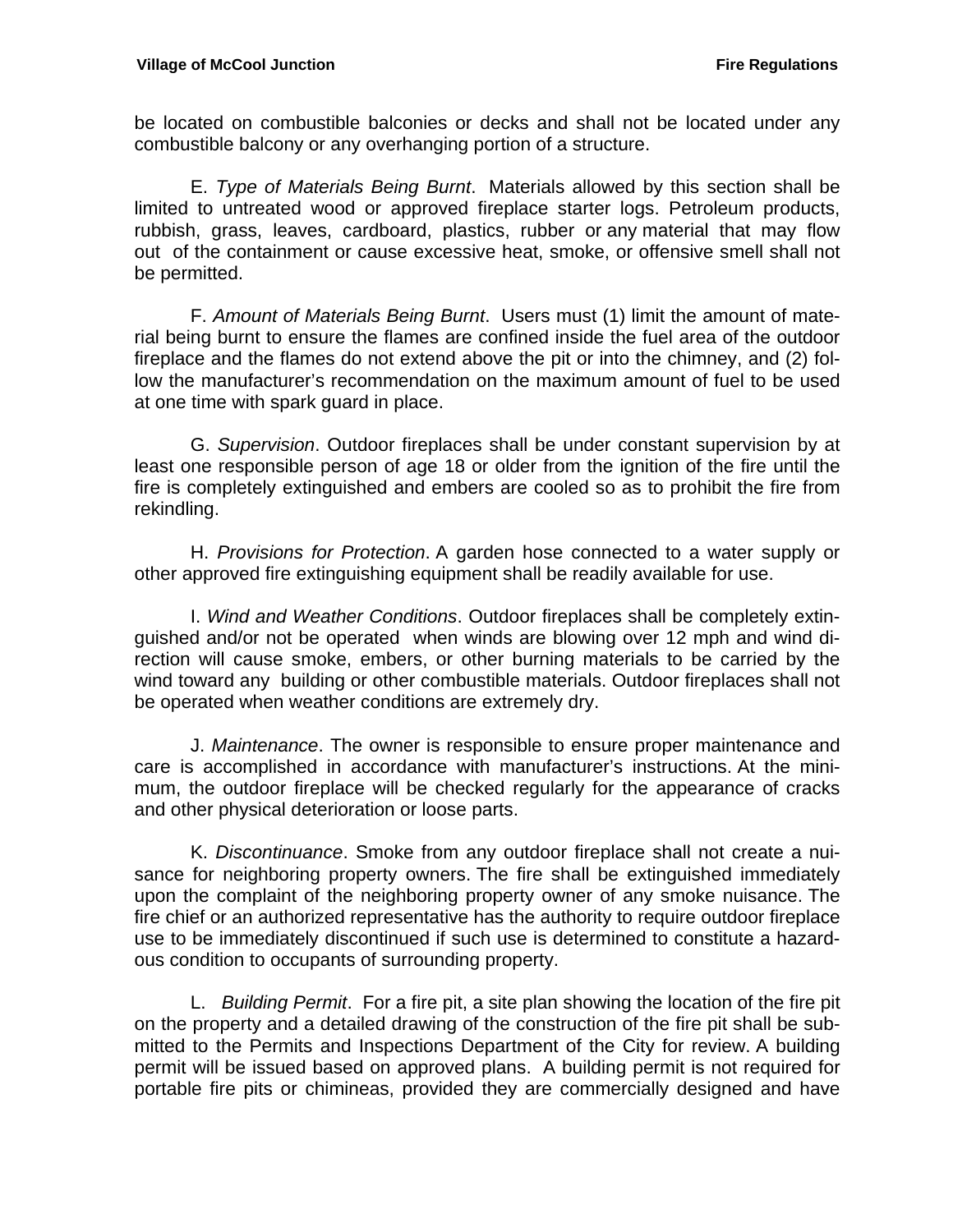be located on combustible balconies or decks and shall not be located under any combustible balcony or any overhanging portion of a structure.

E. *Type of Materials Being Burnt*. Materials allowed by this section shall be limited to untreated wood or approved fireplace starter logs. Petroleum products, rubbish, grass, leaves, cardboard, plastics, rubber or any material that may flow out of the containment or cause excessive heat, smoke, or offensive smell shall not be permitted.

F. *Amount of Materials Being Burnt*. Users must (1) limit the amount of material being burnt to ensure the flames are confined inside the fuel area of the outdoor fireplace and the flames do not extend above the pit or into the chimney, and (2) follow the manufacturer's recommendation on the maximum amount of fuel to be used at one time with spark guard in place.

G. *Supervision*. Outdoor fireplaces shall be under constant supervision by at least one responsible person of age 18 or older from the ignition of the fire until the fire is completely extinguished and embers are cooled so as to prohibit the fire from rekindling.

H. *Provisions for Protection*. A garden hose connected to a water supply or other approved fire extinguishing equipment shall be readily available for use.

I. *Wind and Weather Conditions*. Outdoor fireplaces shall be completely extinguished and/or not be operated when winds are blowing over 12 mph and wind direction will cause smoke, embers, or other burning materials to be carried by the wind toward any building or other combustible materials. Outdoor fireplaces shall not be operated when weather conditions are extremely dry.

J. *Maintenance*. The owner is responsible to ensure proper maintenance and care is accomplished in accordance with manufacturer's instructions. At the minimum, the outdoor fireplace will be checked regularly for the appearance of cracks and other physical deterioration or loose parts.

K. *Discontinuance*. Smoke from any outdoor fireplace shall not create a nuisance for neighboring property owners. The fire shall be extinguished immediately upon the complaint of the neighboring property owner of any smoke nuisance. The fire chief or an authorized representative has the authority to require outdoor fireplace use to be immediately discontinued if such use is determined to constitute a hazardous condition to occupants of surrounding property.

L. *Building Permit*. For a fire pit, a site plan showing the location of the fire pit on the property and a detailed drawing of the construction of the fire pit shall be submitted to the Permits and Inspections Department of the City for review. A building permit will be issued based on approved plans. A building permit is not required for portable fire pits or chimineas, provided they are commercially designed and have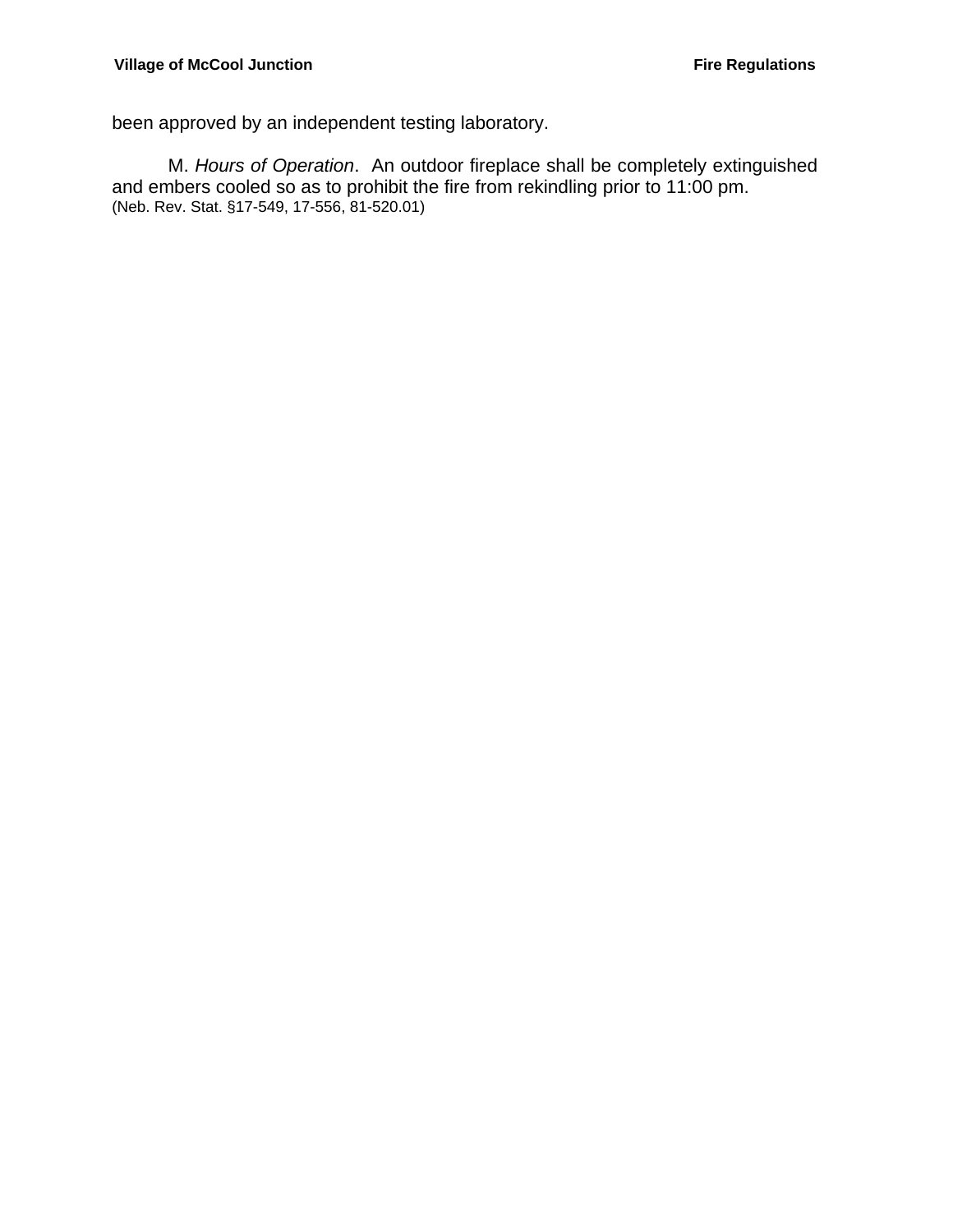been approved by an independent testing laboratory.

M. *Hours of Operation*. An outdoor fireplace shall be completely extinguished and embers cooled so as to prohibit the fire from rekindling prior to 11:00 pm.
(Neb. Rev. Stat. §17-549, 17-556, 81-520.01)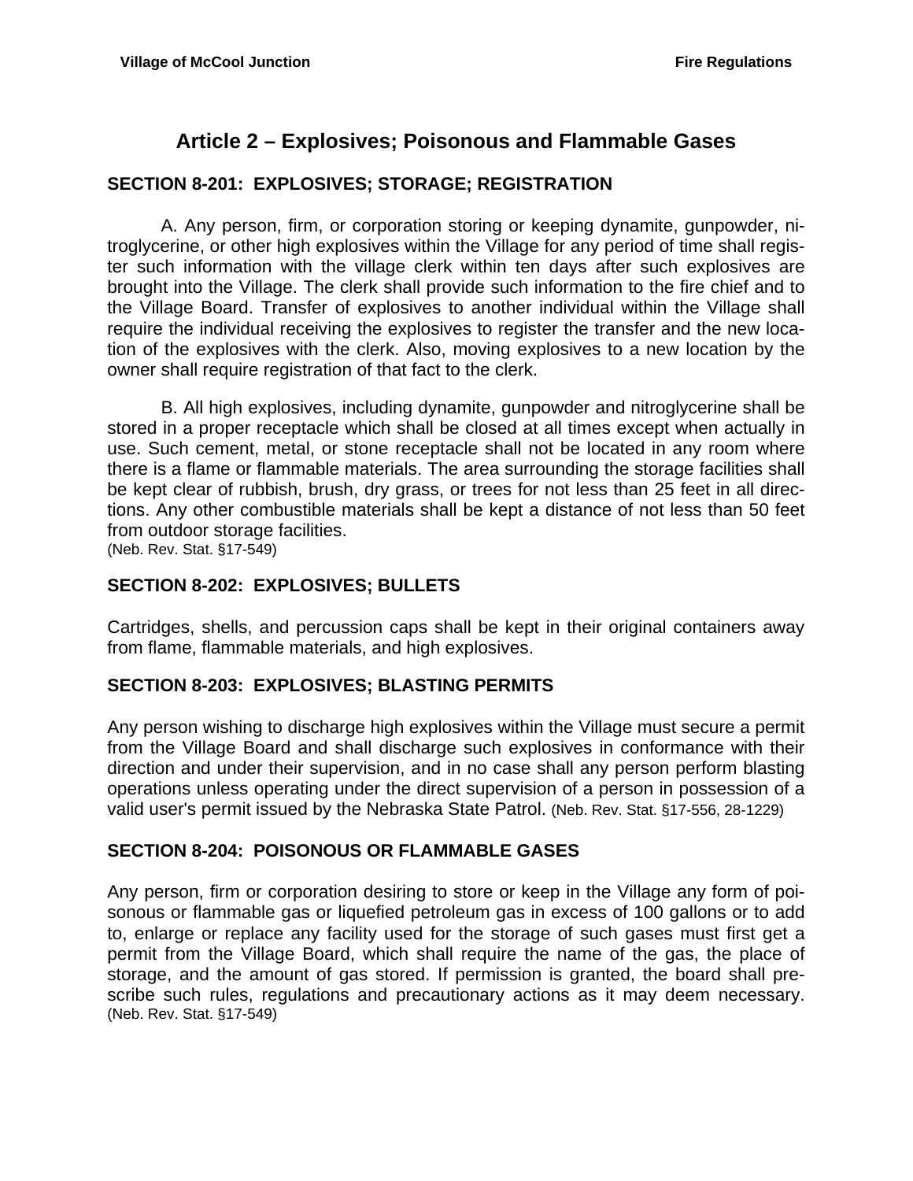# Article 2 – Explosives; Poisonous and Flammable Gases

## SECTION 8-201: EXPLOSIVES; STORAGE; REGISTRATION

A. Any person, firm, or corporation storing or keeping dynamite, gunpowder, nitroglycerine, or other high explosives within the Village for any period of time shall register such information with the village clerk within ten days after such explosives are brought into the Village. The clerk shall provide such information to the fire chief and to the Village Board. Transfer of explosives to another individual within the Village shall require the individual receiving the explosives to register the transfer and the new location of the explosives with the clerk. Also, moving explosives to a new location by the owner shall require registration of that fact to the clerk.

B. All high explosives, including dynamite, gunpowder and nitroglycerine shall be stored in a proper receptacle which shall be closed at all times except when actually in use. Such cement, metal, or stone receptacle shall not be located in any room where there is a flame or flammable materials. The area surrounding the storage facilities shall be kept clear of rubbish, brush, dry grass, or trees for not less than 25 feet in all directions. Any other combustible materials shall be kept a distance of not less than 50 feet from outdoor storage facilities.
(Neb. Rev. Stat. §17-549)

## SECTION 8-202: EXPLOSIVES; BULLETS

Cartridges, shells, and percussion caps shall be kept in their original containers away from flame, flammable materials, and high explosives.

## SECTION 8-203: EXPLOSIVES; BLASTING PERMITS

Any person wishing to discharge high explosives within the Village must secure a permit from the Village Board and shall discharge such explosives in conformance with their direction and under their supervision, and in no case shall any person perform blasting operations unless operating under the direct supervision of a person in possession of a valid user's permit issued by the Nebraska State Patrol. (Neb. Rev. Stat. §17-556, 28-1229)

## SECTION 8-204: POISONOUS OR FLAMMABLE GASES

Any person, firm or corporation desiring to store or keep in the Village any form of poisonous or flammable gas or liquefied petroleum gas in excess of 100 gallons or to add to, enlarge or replace any facility used for the storage of such gases must first get a permit from the Village Board, which shall require the name of the gas, the place of storage, and the amount of gas stored. If permission is granted, the board shall prescribe such rules, regulations and precautionary actions as it may deem necessary. (Neb. Rev. Stat. §17-549)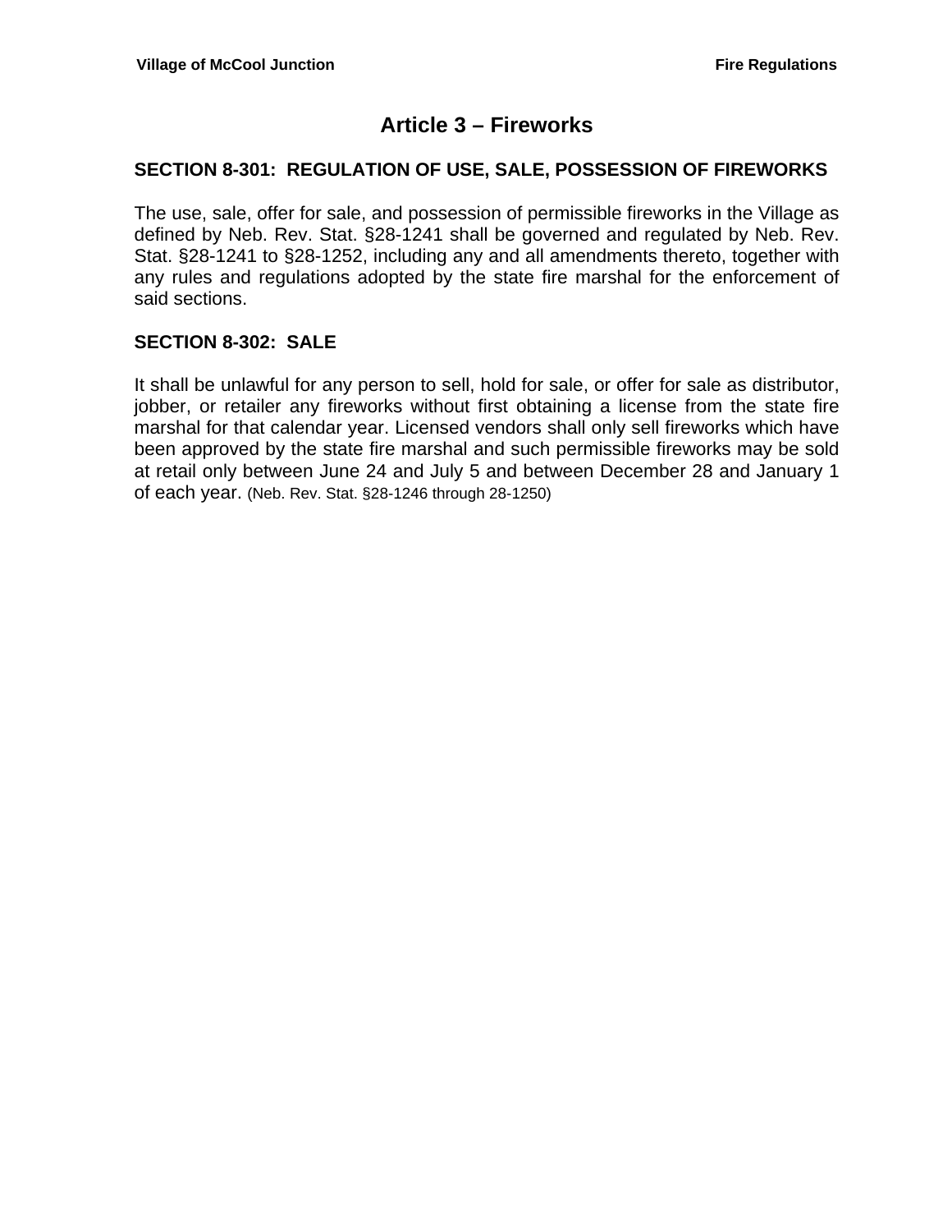# Article 3 – Fireworks

## SECTION 8-301: REGULATION OF USE, SALE, POSSESSION OF FIREWORKS

The use, sale, offer for sale, and possession of permissible fireworks in the Village as defined by Neb. Rev. Stat. §28-1241 shall be governed and regulated by Neb. Rev. Stat. §28-1241 to §28-1252, including any and all amendments thereto, together with any rules and regulations adopted by the state fire marshal for the enforcement of said sections.

## SECTION 8-302: SALE

It shall be unlawful for any person to sell, hold for sale, or offer for sale as distributor, jobber, or retailer any fireworks without first obtaining a license from the state fire marshal for that calendar year. Licensed vendors shall only sell fireworks which have been approved by the state fire marshal and such permissible fireworks may be sold at retail only between June 24 and July 5 and between December 28 and January 1 of each year. (Neb. Rev. Stat. §28-1246 through 28-1250)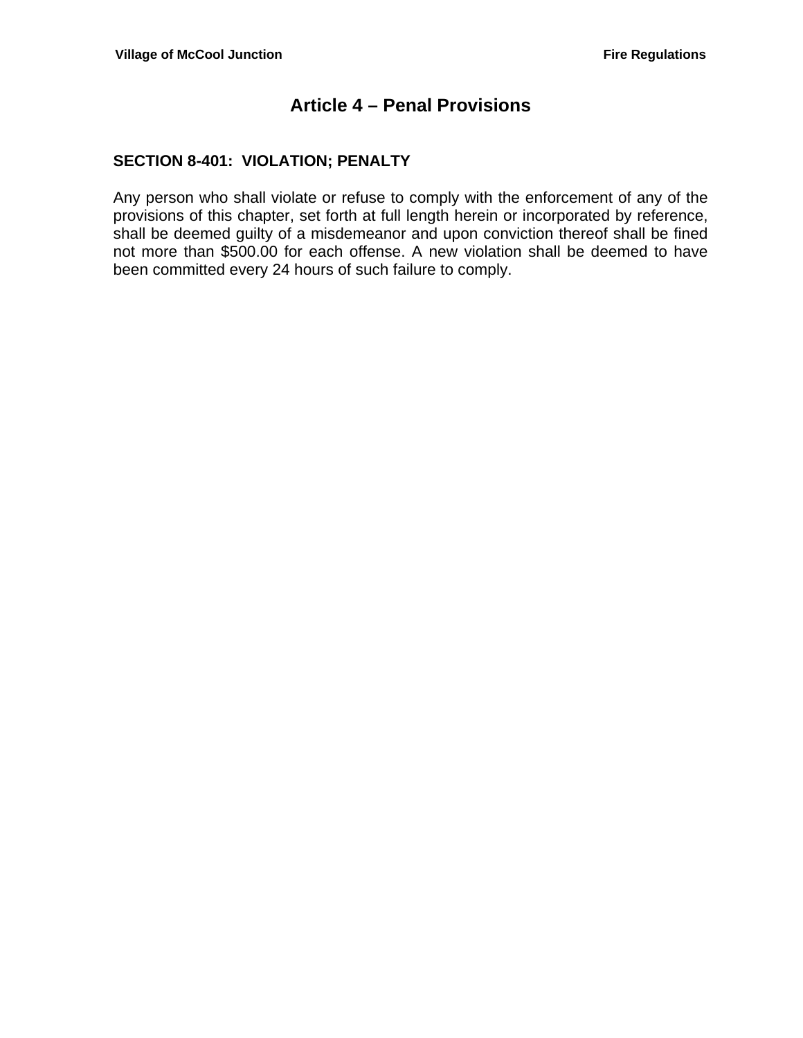# Article 4 – Penal Provisions

## SECTION 8-401: VIOLATION; PENALTY

Any person who shall violate or refuse to comply with the enforcement of any of the provisions of this chapter, set forth at full length herein or incorporated by reference, shall be deemed guilty of a misdemeanor and upon conviction thereof shall be fined not more than $500.00 for each offense. A new violation shall be deemed to have been committed every 24 hours of such failure to comply.